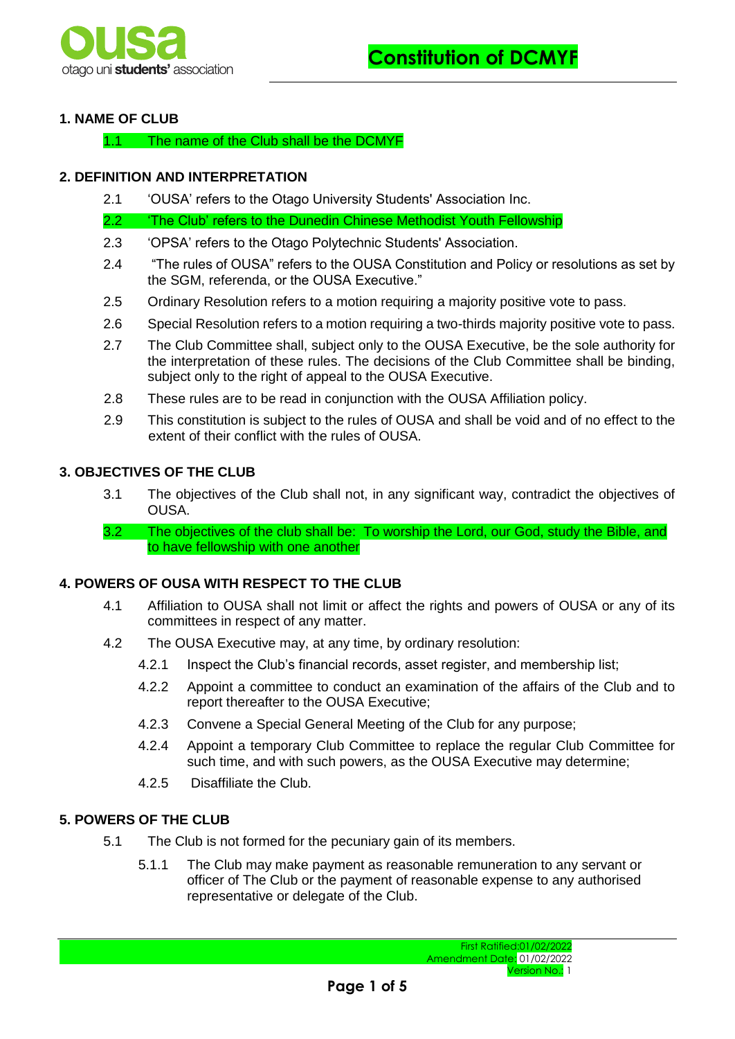# Constitution of DCMYF

## 1. NAME OF CLUB

1.1 The name of the Club shall be the DCMYF

## 2. DEFINITION AND INTERPRETATION

2.1 'OUSA' refers to the Otago University Students' Association Inc.

2.2 'The Club' refers to the Dunedin Chinese Methodist Youth Fellowship

2.3 'OPSA' refers to the Otago Polytechnic Students' Association.

2.4 "The rules of OUSA" refers to the OUSA Constitution and Policy or resolutions as set by the SGM, referenda, or the OUSA Executive."

2.5 Ordinary Resolution refers to a motion requiring a majority positive vote to pass.

2.6 Special Resolution refers to a motion requiring a two-thirds majority positive vote to pass.

2.7 The Club Committee shall, subject only to the OUSA Executive, be the sole authority for the interpretation of these rules. The decisions of the Club Committee shall be binding, subject only to the right of appeal to the OUSA Executive.

2.8 These rules are to be read in conjunction with the OUSA Affiliation policy.

2.9 This constitution is subject to the rules of OUSA and shall be void and of no effect to the extent of their conflict with the rules of OUSA.

## 3. OBJECTIVES OF THE CLUB

3.1 The objectives of the Club shall not, in any significant way, contradict the objectives of OUSA.

3.2 The objectives of the club shall be: To worship the Lord, our God, study the Bible, and to have fellowship with one another

## 4. POWERS OF OUSA WITH RESPECT TO THE CLUB

4.1 Affiliation to OUSA shall not limit or affect the rights and powers of OUSA or any of its committees in respect of any matter.

4.2 The OUSA Executive may, at any time, by ordinary resolution:

4.2.1 Inspect the Club's financial records, asset register, and membership list;

4.2.2 Appoint a committee to conduct an examination of the affairs of the Club and to report thereafter to the OUSA Executive;

4.2.3 Convene a Special General Meeting of the Club for any purpose;

4.2.4 Appoint a temporary Club Committee to replace the regular Club Committee for such time, and with such powers, as the OUSA Executive may determine;

4.2.5 Disaffiliate the Club.

## 5. POWERS OF THE CLUB

5.1 The Club is not formed for the pecuniary gain of its members.

5.1.1 The Club may make payment as reasonable remuneration to any servant or officer of The Club or the payment of reasonable expense to any authorised representative or delegate of the Club.

First Ratified: 01/02/2022
Amendment Date: 01/02/2022
Version No.: 1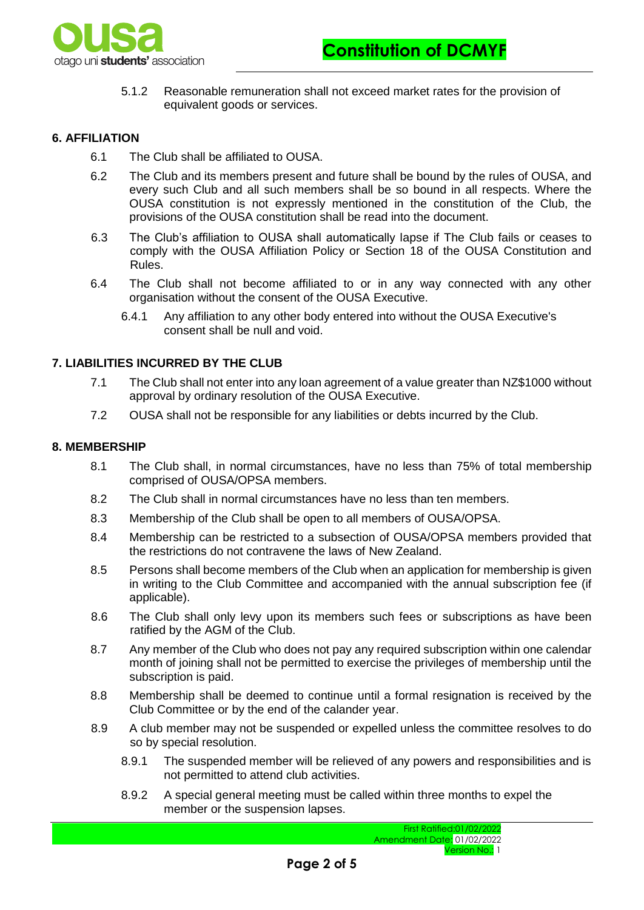5.1.2 Reasonable remuneration shall not exceed market rates for the provision of equivalent goods or services.

## 6. AFFILIATION

6.1 The Club shall be affiliated to OUSA.

6.2 The Club and its members present and future shall be bound by the rules of OUSA, and every such Club and all such members shall be so bound in all respects. Where the OUSA constitution is not expressly mentioned in the constitution of the Club, the provisions of the OUSA constitution shall be read into the document.

6.3 The Club's affiliation to OUSA shall automatically lapse if The Club fails or ceases to comply with the OUSA Affiliation Policy or Section 18 of the OUSA Constitution and Rules.

6.4 The Club shall not become affiliated to or in any way connected with any other organisation without the consent of the OUSA Executive.

6.4.1 Any affiliation to any other body entered into without the OUSA Executive's consent shall be null and void.

## 7. LIABILITIES INCURRED BY THE CLUB

7.1 The Club shall not enter into any loan agreement of a value greater than NZ$1000 without approval by ordinary resolution of the OUSA Executive.

7.2 OUSA shall not be responsible for any liabilities or debts incurred by the Club.

## 8. MEMBERSHIP

8.1 The Club shall, in normal circumstances, have no less than 75% of total membership comprised of OUSA/OPSA members.

8.2 The Club shall in normal circumstances have no less than ten members.

8.3 Membership of the Club shall be open to all members of OUSA/OPSA.

8.4 Membership can be restricted to a subsection of OUSA/OPSA members provided that the restrictions do not contravene the laws of New Zealand.

8.5 Persons shall become members of the Club when an application for membership is given in writing to the Club Committee and accompanied with the annual subscription fee (if applicable).

8.6 The Club shall only levy upon its members such fees or subscriptions as have been ratified by the AGM of the Club.

8.7 Any member of the Club who does not pay any required subscription within one calendar month of joining shall not be permitted to exercise the privileges of membership until the subscription is paid.

8.8 Membership shall be deemed to continue until a formal resignation is received by the Club Committee or by the end of the calander year.

8.9 A club member may not be suspended or expelled unless the committee resolves to do so by special resolution.

8.9.1 The suspended member will be relieved of any powers and responsibilities and is not permitted to attend club activities.

8.9.2 A special general meeting must be called within three months to expel the member or the suspension lapses.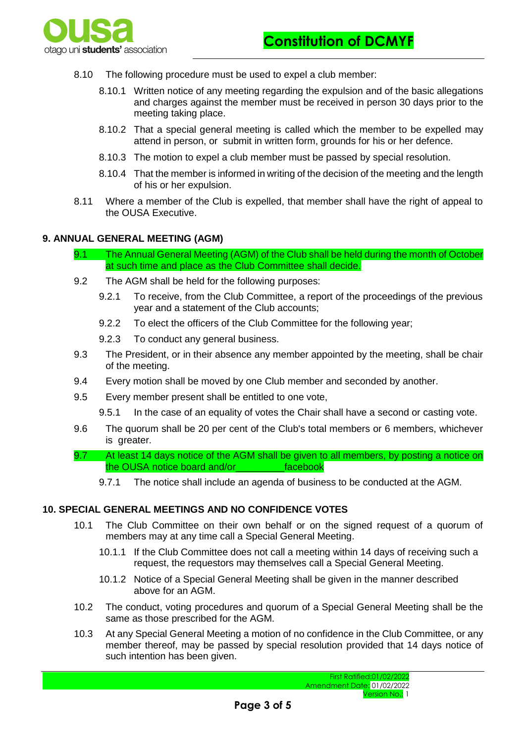8.10 The following procedure must be used to expel a club member:

8.10.1 Written notice of any meeting regarding the expulsion and of the basic allegations and charges against the member must be received in person 30 days prior to the meeting taking place.

8.10.2 That a special general meeting is called which the member to be expelled may attend in person, or submit in written form, grounds for his or her defence.

8.10.3 The motion to expel a club member must be passed by special resolution.

8.10.4 That the member is informed in writing of the decision of the meeting and the length of his or her expulsion.

8.11 Where a member of the Club is expelled, that member shall have the right of appeal to the OUSA Executive.

## 9. ANNUAL GENERAL MEETING (AGM)

9.1 The Annual General Meeting (AGM) of the Club shall be held during the month of October at such time and place as the Club Committee shall decide.

9.2 The AGM shall be held for the following purposes:

9.2.1 To receive, from the Club Committee, a report of the proceedings of the previous year and a statement of the Club accounts;

9.2.2 To elect the officers of the Club Committee for the following year;

9.2.3 To conduct any general business.

9.3 The President, or in their absence any member appointed by the meeting, shall be chair of the meeting.

9.4 Every motion shall be moved by one Club member and seconded by another.

9.5 Every member present shall be entitled to one vote,

9.5.1 In the case of an equality of votes the Chair shall have a second or casting vote.

9.6 The quorum shall be 20 per cent of the Club's total members or 6 members, whichever is greater.

9.7 At least 14 days notice of the AGM shall be given to all members, by posting a notice on the OUSA notice board and/or_________facebook

9.7.1 The notice shall include an agenda of business to be conducted at the AGM.

## 10. SPECIAL GENERAL MEETINGS AND NO CONFIDENCE VOTES

10.1 The Club Committee on their own behalf or on the signed request of a quorum of members may at any time call a Special General Meeting.

10.1.1 If the Club Committee does not call a meeting within 14 days of receiving such a request, the requestors may themselves call a Special General Meeting.

10.1.2 Notice of a Special General Meeting shall be given in the manner described above for an AGM.

10.2 The conduct, voting procedures and quorum of a Special General Meeting shall be the same as those prescribed for the AGM.

10.3 At any Special General Meeting a motion of no confidence in the Club Committee, or any member thereof, may be passed by special resolution provided that 14 days notice of such intention has been given.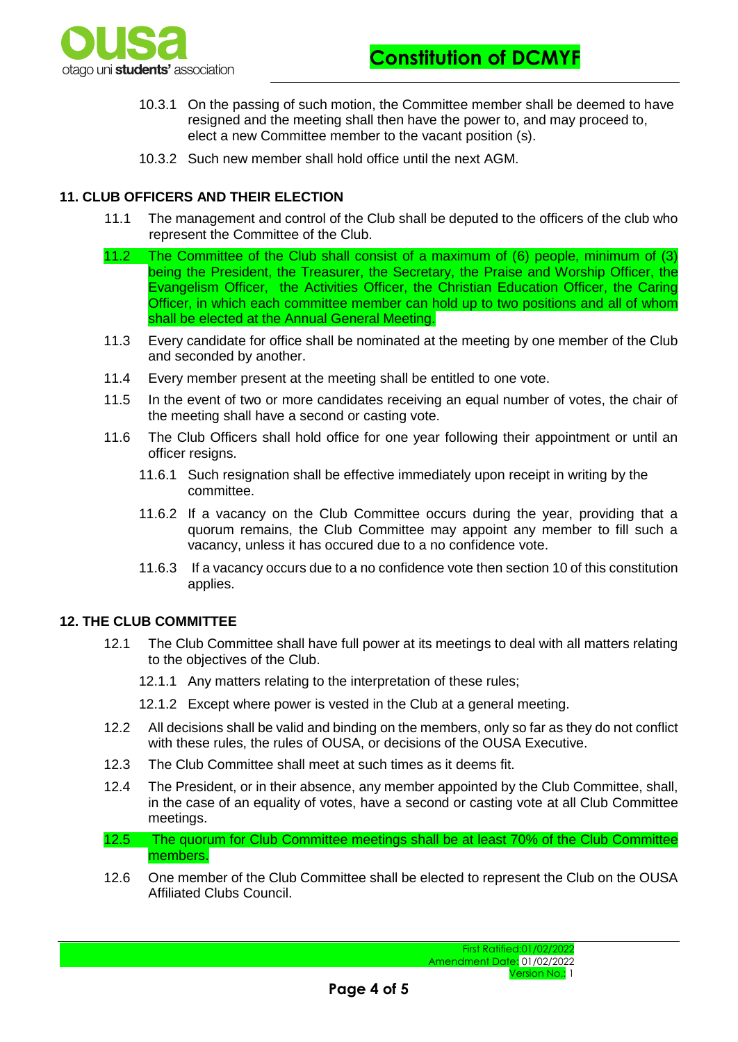10.3.1 On the passing of such motion, the Committee member shall be deemed to have resigned and the meeting shall then have the power to, and may proceed to, elect a new Committee member to the vacant position (s).

10.3.2 Such new member shall hold office until the next AGM.

## 11. CLUB OFFICERS AND THEIR ELECTION

11.1 The management and control of the Club shall be deputed to the officers of the club who represent the Committee of the Club.

11.2 The Committee of the Club shall consist of a maximum of (6) people, minimum of (3) being the President, the Treasurer, the Secretary, the Praise and Worship Officer, the Evangelism Officer, the Activities Officer, the Christian Education Officer, the Caring Officer, in which each committee member can hold up to two positions and all of whom shall be elected at the Annual General Meeting.

11.3 Every candidate for office shall be nominated at the meeting by one member of the Club and seconded by another.

11.4 Every member present at the meeting shall be entitled to one vote.

11.5 In the event of two or more candidates receiving an equal number of votes, the chair of the meeting shall have a second or casting vote.

11.6 The Club Officers shall hold office for one year following their appointment or until an officer resigns.

11.6.1 Such resignation shall be effective immediately upon receipt in writing by the committee.

11.6.2 If a vacancy on the Club Committee occurs during the year, providing that a quorum remains, the Club Committee may appoint any member to fill such a vacancy, unless it has occured due to a no confidence vote.

11.6.3 If a vacancy occurs due to a no confidence vote then section 10 of this constitution applies.

## 12. THE CLUB COMMITTEE

12.1 The Club Committee shall have full power at its meetings to deal with all matters relating to the objectives of the Club.

12.1.1 Any matters relating to the interpretation of these rules;

12.1.2 Except where power is vested in the Club at a general meeting.

12.2 All decisions shall be valid and binding on the members, only so far as they do not conflict with these rules, the rules of OUSA, or decisions of the OUSA Executive.

12.3 The Club Committee shall meet at such times as it deems fit.

12.4 The President, or in their absence, any member appointed by the Club Committee, shall, in the case of an equality of votes, have a second or casting vote at all Club Committee meetings.

12.5 The quorum for Club Committee meetings shall be at least 70% of the Club Committee members.

12.6 One member of the Club Committee shall be elected to represent the Club on the OUSA Affiliated Clubs Council.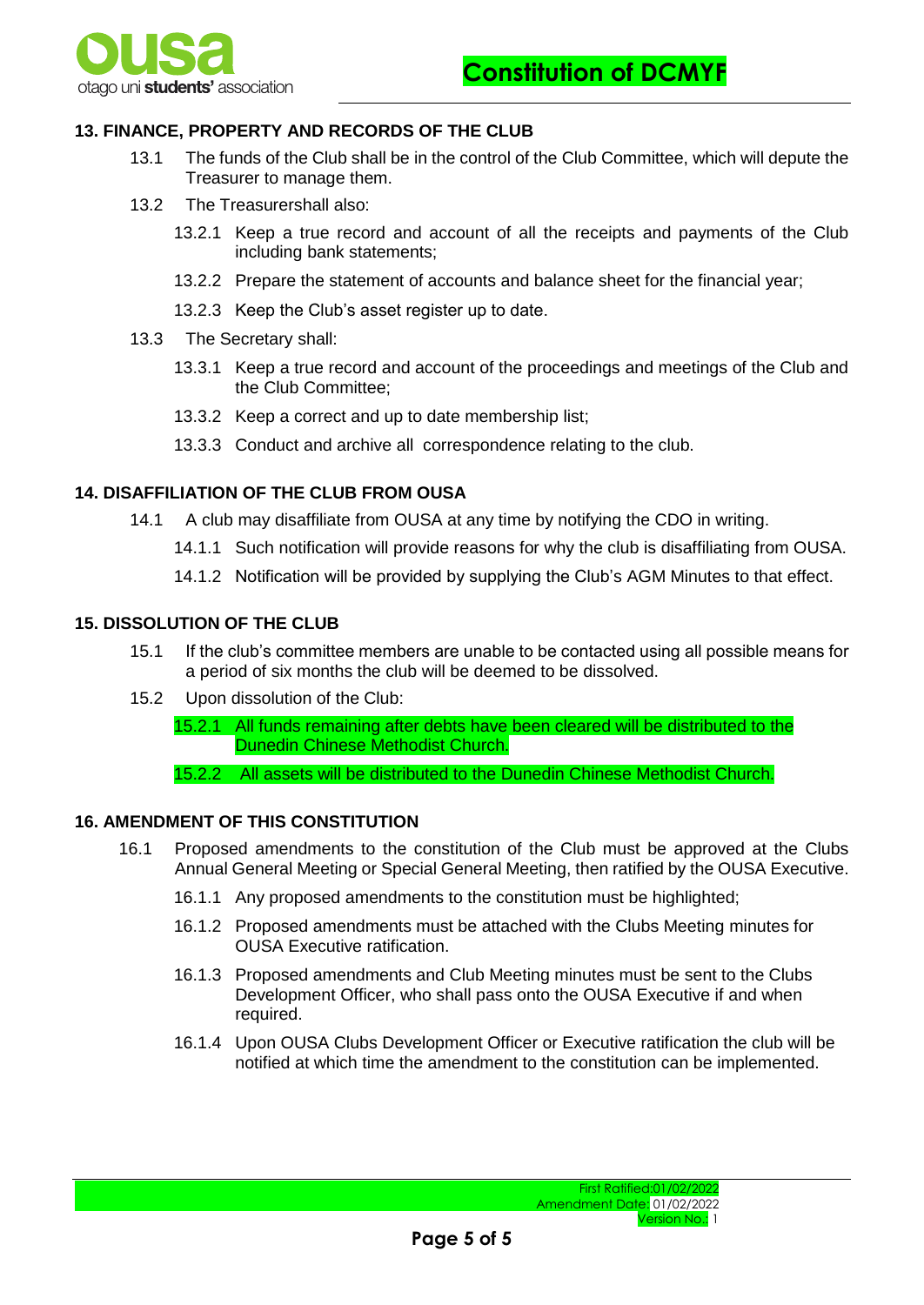## 13. FINANCE, PROPERTY AND RECORDS OF THE CLUB

13.1 The funds of the Club shall be in the control of the Club Committee, which will depute the Treasurer to manage them.

13.2 The Treasurershall also:

13.2.1 Keep a true record and account of all the receipts and payments of the Club including bank statements;

13.2.2 Prepare the statement of accounts and balance sheet for the financial year;

13.2.3 Keep the Club's asset register up to date.

13.3 The Secretary shall:

13.3.1 Keep a true record and account of the proceedings and meetings of the Club and the Club Committee;

13.3.2 Keep a correct and up to date membership list;

13.3.3 Conduct and archive all correspondence relating to the club.

## 14. DISAFFILIATION OF THE CLUB FROM OUSA

14.1 A club may disaffiliate from OUSA at any time by notifying the CDO in writing.

14.1.1 Such notification will provide reasons for why the club is disaffiliating from OUSA.

14.1.2 Notification will be provided by supplying the Club's AGM Minutes to that effect.

## 15. DISSOLUTION OF THE CLUB

15.1 If the club's committee members are unable to be contacted using all possible means for a period of six months the club will be deemed to be dissolved.

15.2 Upon dissolution of the Club:

15.2.1 All funds remaining after debts have been cleared will be distributed to the Dunedin Chinese Methodist Church.

15.2.2 All assets will be distributed to the Dunedin Chinese Methodist Church.

## 16. AMENDMENT OF THIS CONSTITUTION

16.1 Proposed amendments to the constitution of the Club must be approved at the Clubs Annual General Meeting or Special General Meeting, then ratified by the OUSA Executive.

16.1.1 Any proposed amendments to the constitution must be highlighted;

16.1.2 Proposed amendments must be attached with the Clubs Meeting minutes for OUSA Executive ratification.

16.1.3 Proposed amendments and Club Meeting minutes must be sent to the Clubs Development Officer, who shall pass onto the OUSA Executive if and when required.

16.1.4 Upon OUSA Clubs Development Officer or Executive ratification the club will be notified at which time the amendment to the constitution can be implemented.